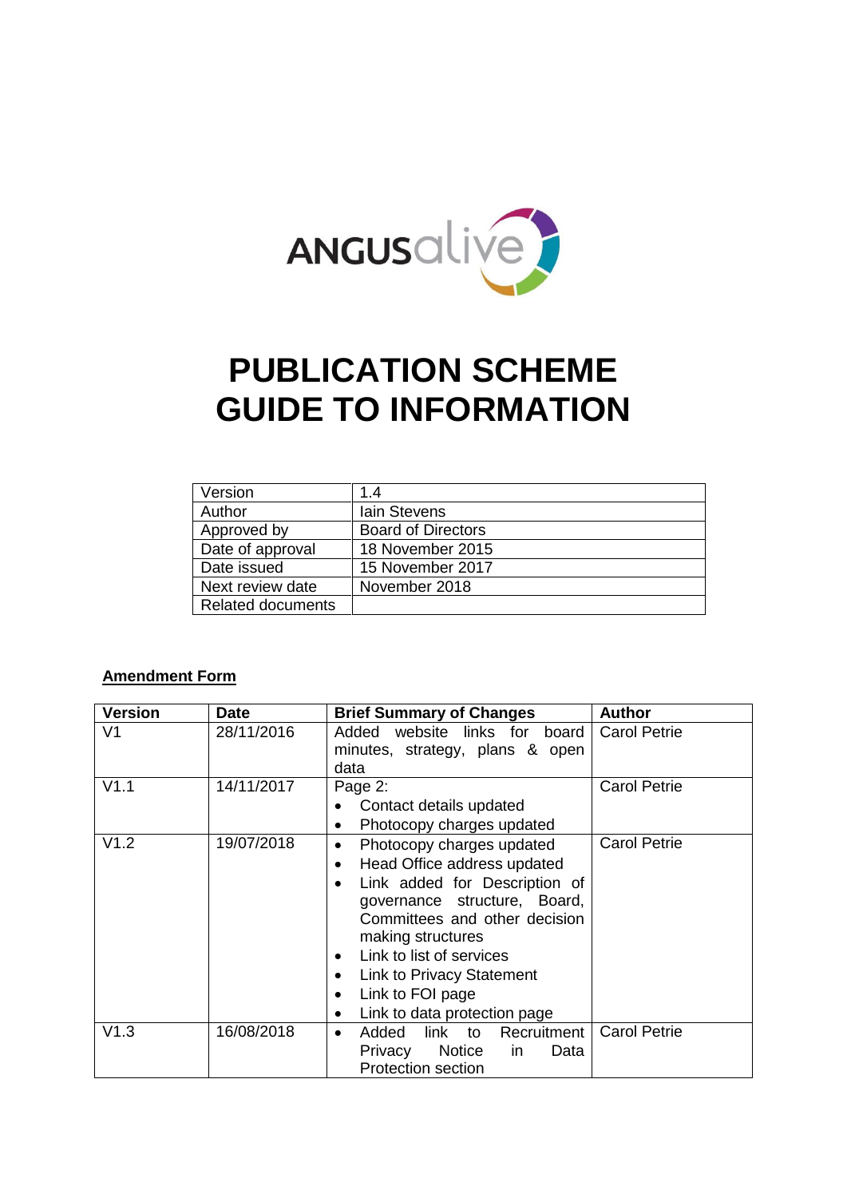ANGUSalive

# PUBLICATION SCHEME GUIDE TO INFORMATION

| Version | 1.4 |
|---|---|
| Author | Iain Stevens |
| Approved by | Board of Directors |
| Date of approval | 18 November 2015 |
| Date issued | 15 November 2017 |
| Next review date | November 2018 |
| Related documents | |

**Amendment Form**

| Version | Date | Brief Summary of Changes | Author |
|---|---|---|---|
| V1 | 28/11/2016 | Added website links for board minutes, strategy, plans & open data | Carol Petrie |
| V1.1 | 14/11/2017 | Page 2:<br>• Contact details updated<br>• Photocopy charges updated | Carol Petrie |
| V1.2 | 19/07/2018 | • Photocopy charges updated<br>• Head Office address updated<br>• Link added for Description of governance structure, Board, Committees and other decision making structures<br>• Link to list of services<br>• Link to Privacy Statement<br>• Link to FOI page<br>• Link to data protection page | Carol Petrie |
| V1.3 | 16/08/2018 | • Added link to Recruitment Privacy Notice in Data Protection section | Carol Petrie |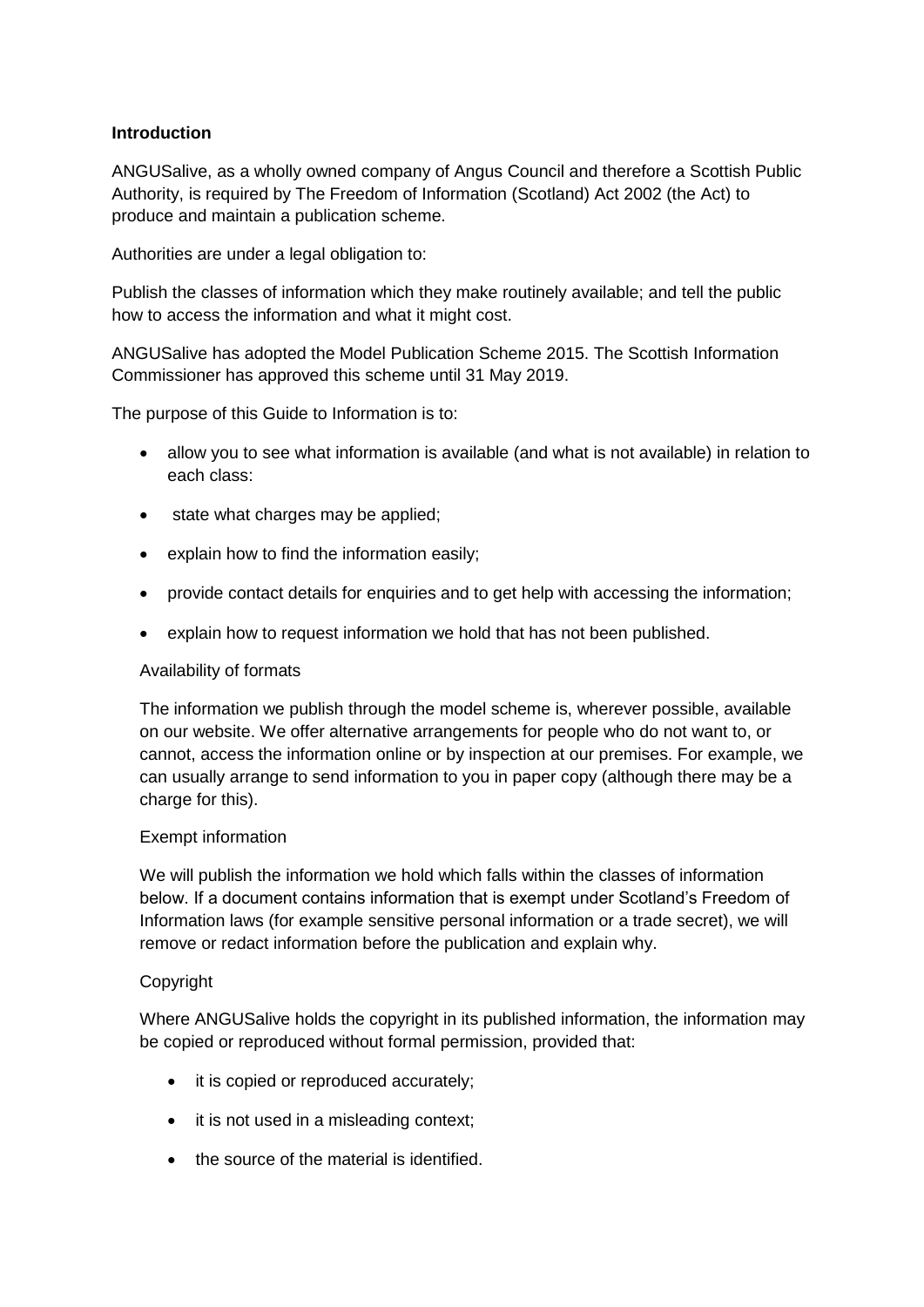## Introduction

ANGUSalive, as a wholly owned company of Angus Council and therefore a Scottish Public Authority, is required by The Freedom of Information (Scotland) Act 2002 (the Act) to produce and maintain a publication scheme.

Authorities are under a legal obligation to:

Publish the classes of information which they make routinely available; and tell the public how to access the information and what it might cost.

ANGUSalive has adopted the Model Publication Scheme 2015. The Scottish Information Commissioner has approved this scheme until 31 May 2019.

The purpose of this Guide to Information is to:

- allow you to see what information is available (and what is not available) in relation to each class:
- state what charges may be applied;
- explain how to find the information easily;
- provide contact details for enquiries and to get help with accessing the information;
- explain how to request information we hold that has not been published.

### Availability of formats

The information we publish through the model scheme is, wherever possible, available on our website. We offer alternative arrangements for people who do not want to, or cannot, access the information online or by inspection at our premises. For example, we can usually arrange to send information to you in paper copy (although there may be a charge for this).

### Exempt information

We will publish the information we hold which falls within the classes of information below. If a document contains information that is exempt under Scotland's Freedom of Information laws (for example sensitive personal information or a trade secret), we will remove or redact information before the publication and explain why.

### Copyright

Where ANGUSalive holds the copyright in its published information, the information may be copied or reproduced without formal permission, provided that:

- it is copied or reproduced accurately;
- it is not used in a misleading context;
- the source of the material is identified.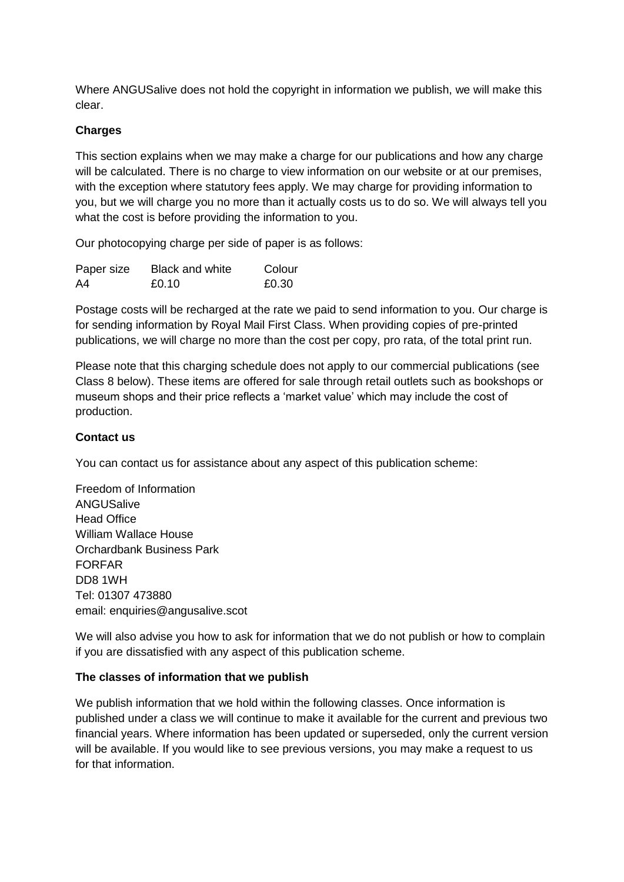Where ANGUSalive does not hold the copyright in information we publish, we will make this clear.

**Charges**

This section explains when we may make a charge for our publications and how any charge will be calculated. There is no charge to view information on our website or at our premises, with the exception where statutory fees apply. We may charge for providing information to you, but we will charge you no more than it actually costs us to do so. We will always tell you what the cost is before providing the information to you.

Our photocopying charge per side of paper is as follows:

| Paper size | Black and white | Colour |
|---|---|---|
| A4 | £0.10 | £0.30 |

Postage costs will be recharged at the rate we paid to send information to you. Our charge is for sending information by Royal Mail First Class. When providing copies of pre-printed publications, we will charge no more than the cost per copy, pro rata, of the total print run.

Please note that this charging schedule does not apply to our commercial publications (see Class 8 below). These items are offered for sale through retail outlets such as bookshops or museum shops and their price reflects a 'market value' which may include the cost of production.

**Contact us**

You can contact us for assistance about any aspect of this publication scheme:

Freedom of Information
ANGUSalive
Head Office
William Wallace House
Orchardbank Business Park
FORFAR
DD8 1WH
Tel: 01307 473880
email: enquiries@angusalive.scot

We will also advise you how to ask for information that we do not publish or how to complain if you are dissatisfied with any aspect of this publication scheme.

**The classes of information that we publish**

We publish information that we hold within the following classes. Once information is published under a class we will continue to make it available for the current and previous two financial years. Where information has been updated or superseded, only the current version will be available. If you would like to see previous versions, you may make a request to us for that information.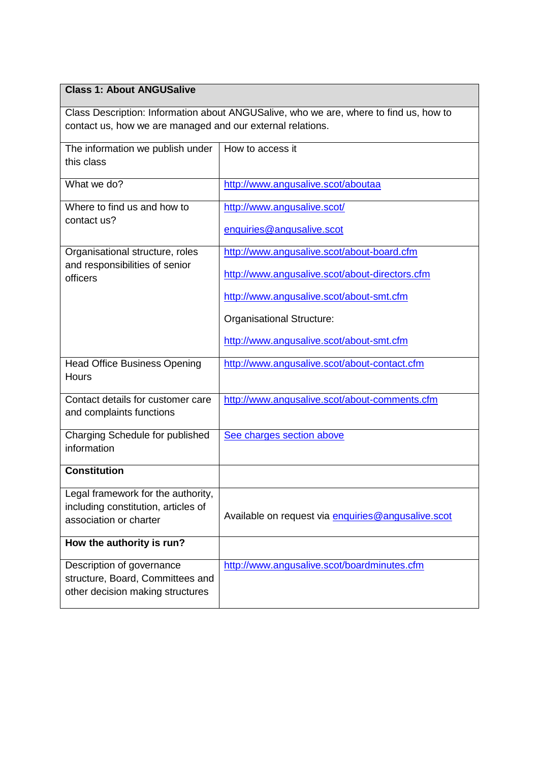| **Class 1: About ANGUSalive** | |
|---|---|
| Class Description: Information about ANGUSalive, who we are, where to find us, how to contact us, how we are managed and our external relations. | |
| The information we publish under this class | How to access it |
| What we do? | http://www.angusalive.scot/aboutaa |
| Where to find us and how to contact us? | http://www.angusalive.scot/<br><br>enquiries@angusalive.scot |
| Organisational structure, roles and responsibilities of senior officers | http://www.angusalive.scot/about-board.cfm<br><br>http://www.angusalive.scot/about-directors.cfm<br><br>http://www.angusalive.scot/about-smt.cfm<br><br>Organisational Structure:<br><br>http://www.angusalive.scot/about-smt.cfm |
| Head Office Business Opening Hours | http://www.angusalive.scot/about-contact.cfm |
| Contact details for customer care and complaints functions | http://www.angusalive.scot/about-comments.cfm |
| Charging Schedule for published information | See charges section above |
| **Constitution** | |
| Legal framework for the authority, including constitution, articles of association or charter | Available on request via enquiries@angusalive.scot |
| **How the authority is run?** | |
| Description of governance structure, Board, Committees and other decision making structures | http://www.angusalive.scot/boardminutes.cfm |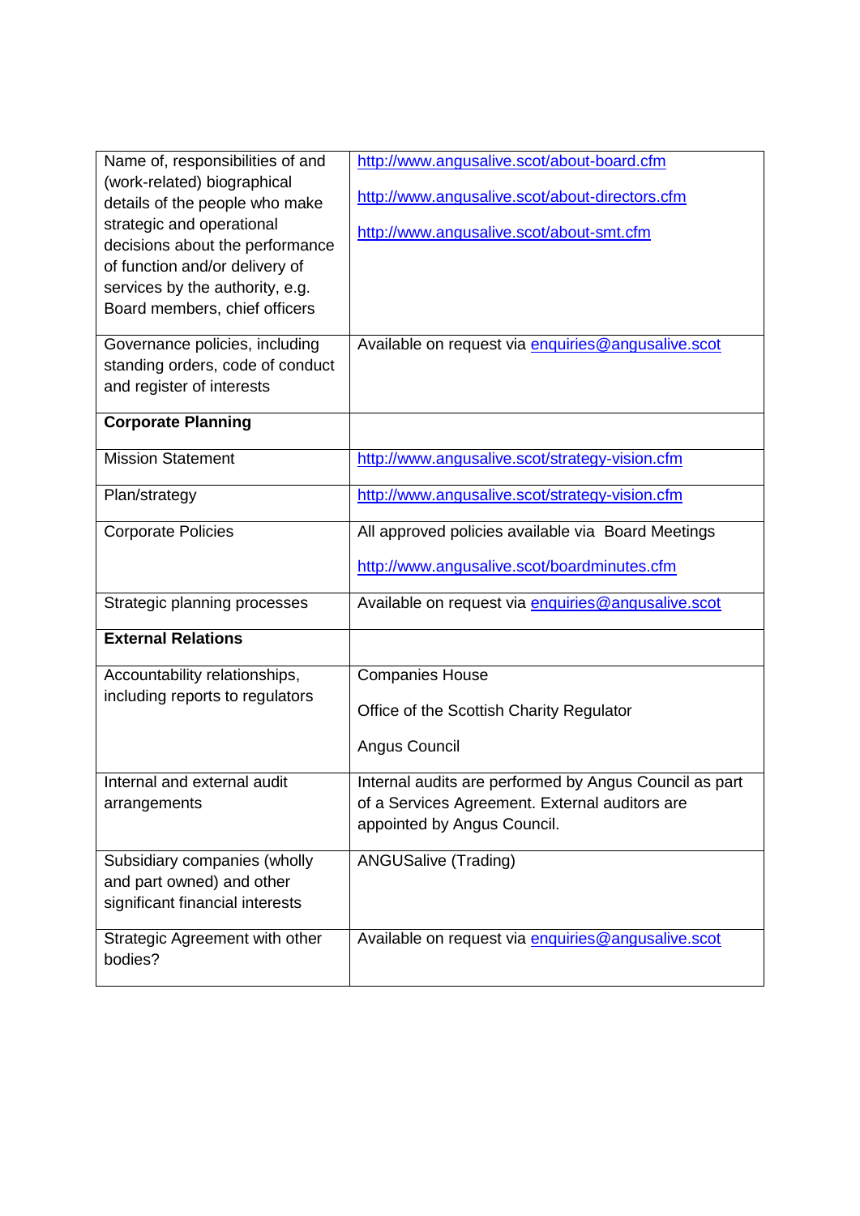| | |
|---|---|
| Name of, responsibilities of and (work-related) biographical details of the people who make strategic and operational decisions about the performance of function and/or delivery of services by the authority, e.g. Board members, chief officers | http://www.angusalive.scot/about-board.cfm<br><br>http://www.angusalive.scot/about-directors.cfm<br><br>http://www.angusalive.scot/about-smt.cfm |
| Governance policies, including standing orders, code of conduct and register of interests | Available on request via enquiries@angusalive.scot |
| **Corporate Planning** | |
| Mission Statement | http://www.angusalive.scot/strategy-vision.cfm |
| Plan/strategy | http://www.angusalive.scot/strategy-vision.cfm |
| Corporate Policies | All approved policies available via Board Meetings<br><br>http://www.angusalive.scot/boardminutes.cfm |
| Strategic planning processes | Available on request via enquiries@angusalive.scot |
| **External Relations** | |
| Accountability relationships, including reports to regulators | Companies House<br><br>Office of the Scottish Charity Regulator<br><br>Angus Council |
| Internal and external audit arrangements | Internal audits are performed by Angus Council as part of a Services Agreement. External auditors are appointed by Angus Council. |
| Subsidiary companies (wholly and part owned) and other significant financial interests | ANGUSalive (Trading) |
| Strategic Agreement with other bodies? | Available on request via enquiries@angusalive.scot |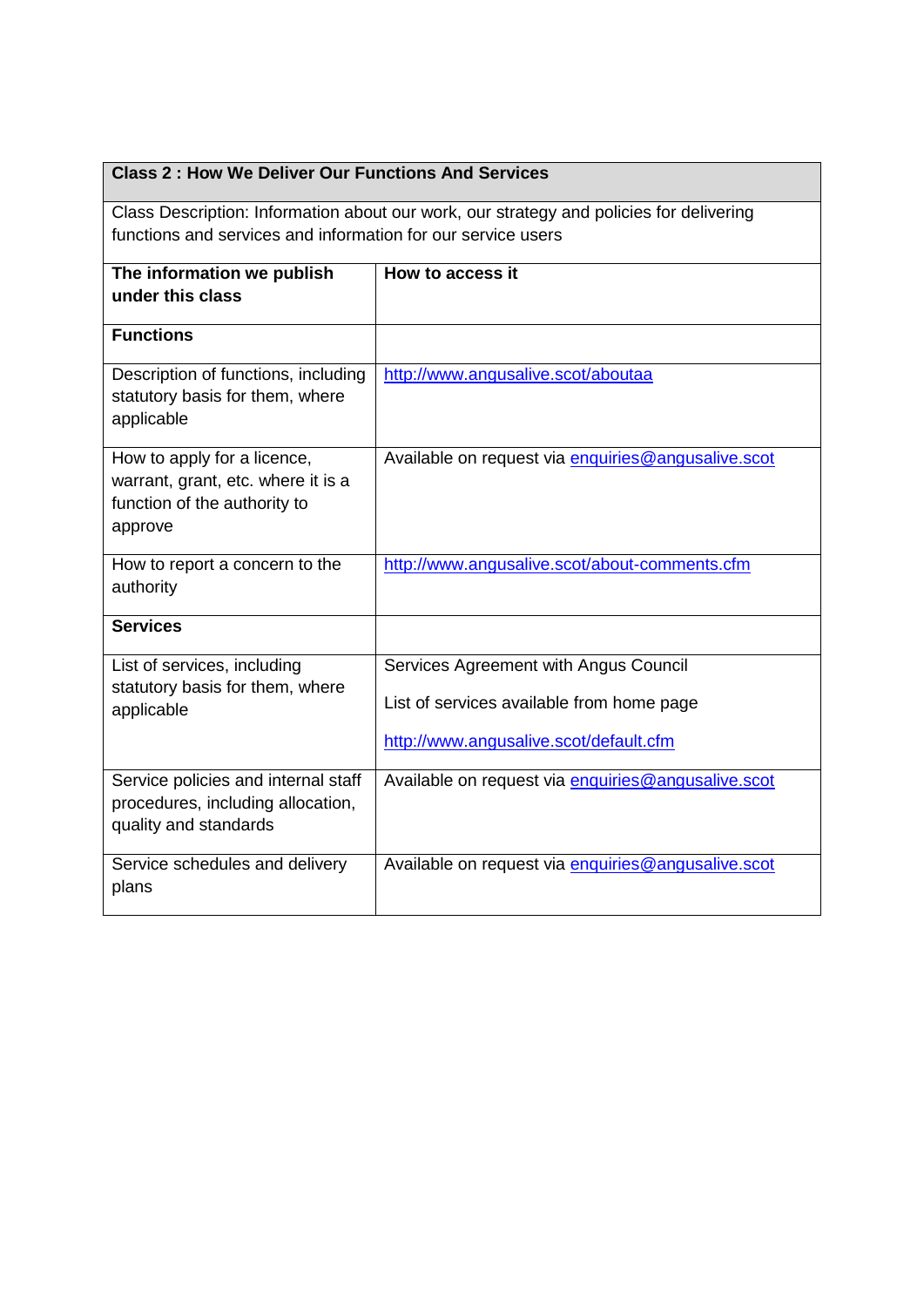| Class 2 : How We Deliver Our Functions And Services | |
|---|---|
| Class Description: Information about our work, our strategy and policies for delivering functions and services and information for our service users | |
| **The information we publish under this class** | **How to access it** |
| **Functions** | |
| Description of functions, including statutory basis for them, where applicable | http://www.angusalive.scot/aboutaa |
| How to apply for a licence, warrant, grant, etc. where it is a function of the authority to approve | Available on request via enquiries@angusalive.scot |
| How to report a concern to the authority | http://www.angusalive.scot/about-comments.cfm |
| **Services** | |
| List of services, including statutory basis for them, where applicable | Services Agreement with Angus Council<br><br>List of services available from home page<br><br>http://www.angusalive.scot/default.cfm |
| Service policies and internal staff procedures, including allocation, quality and standards | Available on request via enquiries@angusalive.scot |
| Service schedules and delivery plans | Available on request via enquiries@angusalive.scot |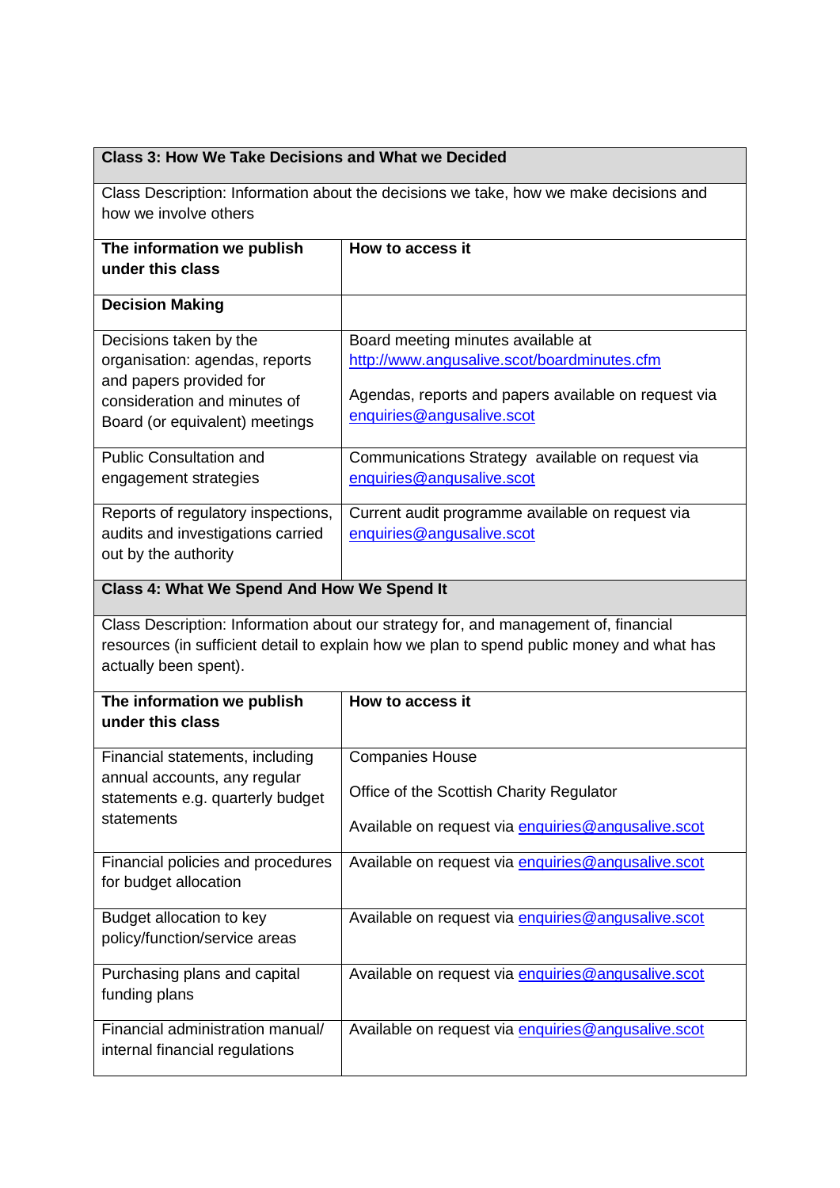| Class 3: How We Take Decisions and What we Decided | |
|---|---|
| Class Description: Information about the decisions we take, how we make decisions and how we involve others | |
| **The information we publish under this class** | **How to access it** |
| **Decision Making** | |
| Decisions taken by the organisation: agendas, reports and papers provided for consideration and minutes of Board (or equivalent) meetings | Board meeting minutes available at http://www.angusalive.scot/boardminutes.cfm<br><br>Agendas, reports and papers available on request via enquiries@angusalive.scot |
| Public Consultation and engagement strategies | Communications Strategy available on request via enquiries@angusalive.scot |
| Reports of regulatory inspections, audits and investigations carried out by the authority | Current audit programme available on request via enquiries@angusalive.scot |

| Class 4: What We Spend And How We Spend It | |
|---|---|
| Class Description: Information about our strategy for, and management of, financial resources (in sufficient detail to explain how we plan to spend public money and what has actually been spent). | |
| **The information we publish under this class** | **How to access it** |
| Financial statements, including annual accounts, any regular statements e.g. quarterly budget statements | Companies House<br><br>Office of the Scottish Charity Regulator<br><br>Available on request via enquiries@angusalive.scot |
| Financial policies and procedures for budget allocation | Available on request via enquiries@angusalive.scot |
| Budget allocation to key policy/function/service areas | Available on request via enquiries@angusalive.scot |
| Purchasing plans and capital funding plans | Available on request via enquiries@angusalive.scot |
| Financial administration manual/ internal financial regulations | Available on request via enquiries@angusalive.scot |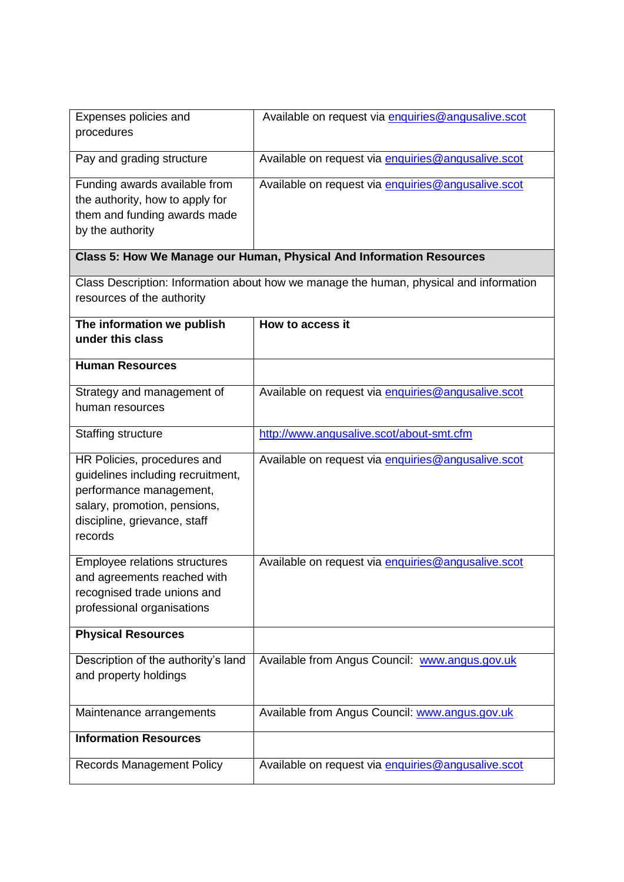| Expenses policies and procedures | Available on request via enquiries@angusalive.scot |
|---|---|
| Pay and grading structure | Available on request via enquiries@angusalive.scot |
| Funding awards available from the authority, how to apply for them and funding awards made by the authority | Available on request via enquiries@angusalive.scot |
| **Class 5: How We Manage our Human, Physical And Information Resources** | |
| Class Description: Information about how we manage the human, physical and information resources of the authority | |
| **The information we publish under this class** | **How to access it** |
| **Human Resources** | |
| Strategy and management of human resources | Available on request via enquiries@angusalive.scot |
| Staffing structure | http://www.angusalive.scot/about-smt.cfm |
| HR Policies, procedures and guidelines including recruitment, performance management, salary, promotion, pensions, discipline, grievance, staff records | Available on request via enquiries@angusalive.scot |
| Employee relations structures and agreements reached with recognised trade unions and professional organisations | Available on request via enquiries@angusalive.scot |
| **Physical Resources** | |
| Description of the authority's land and property holdings | Available from Angus Council: www.angus.gov.uk |
| Maintenance arrangements | Available from Angus Council: www.angus.gov.uk |
| **Information Resources** | |
| Records Management Policy | Available on request via enquiries@angusalive.scot |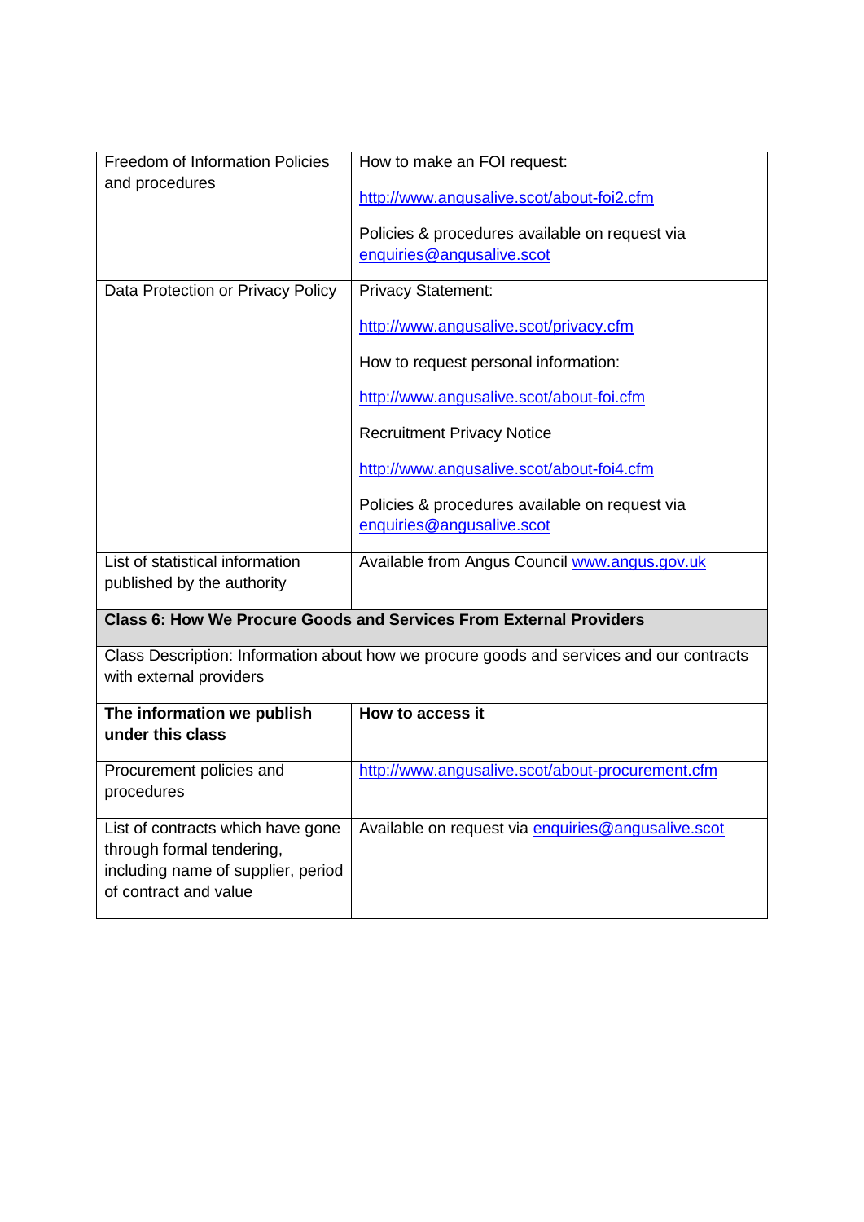| | |
|---|---|
| Freedom of Information Policies and procedures | How to make an FOI request:<br><br>http://www.angusalive.scot/about-foi2.cfm<br><br>Policies & procedures available on request via enquiries@angusalive.scot |
| Data Protection or Privacy Policy | Privacy Statement:<br><br>http://www.angusalive.scot/privacy.cfm<br><br>How to request personal information:<br><br>http://www.angusalive.scot/about-foi.cfm<br><br>Recruitment Privacy Notice<br><br>http://www.angusalive.scot/about-foi4.cfm<br><br>Policies & procedures available on request via enquiries@angusalive.scot |
| List of statistical information published by the authority | Available from Angus Council www.angus.gov.uk |

**Class 6: How We Procure Goods and Services From External Providers**

Class Description: Information about how we procure goods and services and our contracts with external providers

| The information we publish under this class | How to access it |
|---|---|
| Procurement policies and procedures | http://www.angusalive.scot/about-procurement.cfm |
| List of contracts which have gone through formal tendering, including name of supplier, period of contract and value | Available on request via enquiries@angusalive.scot |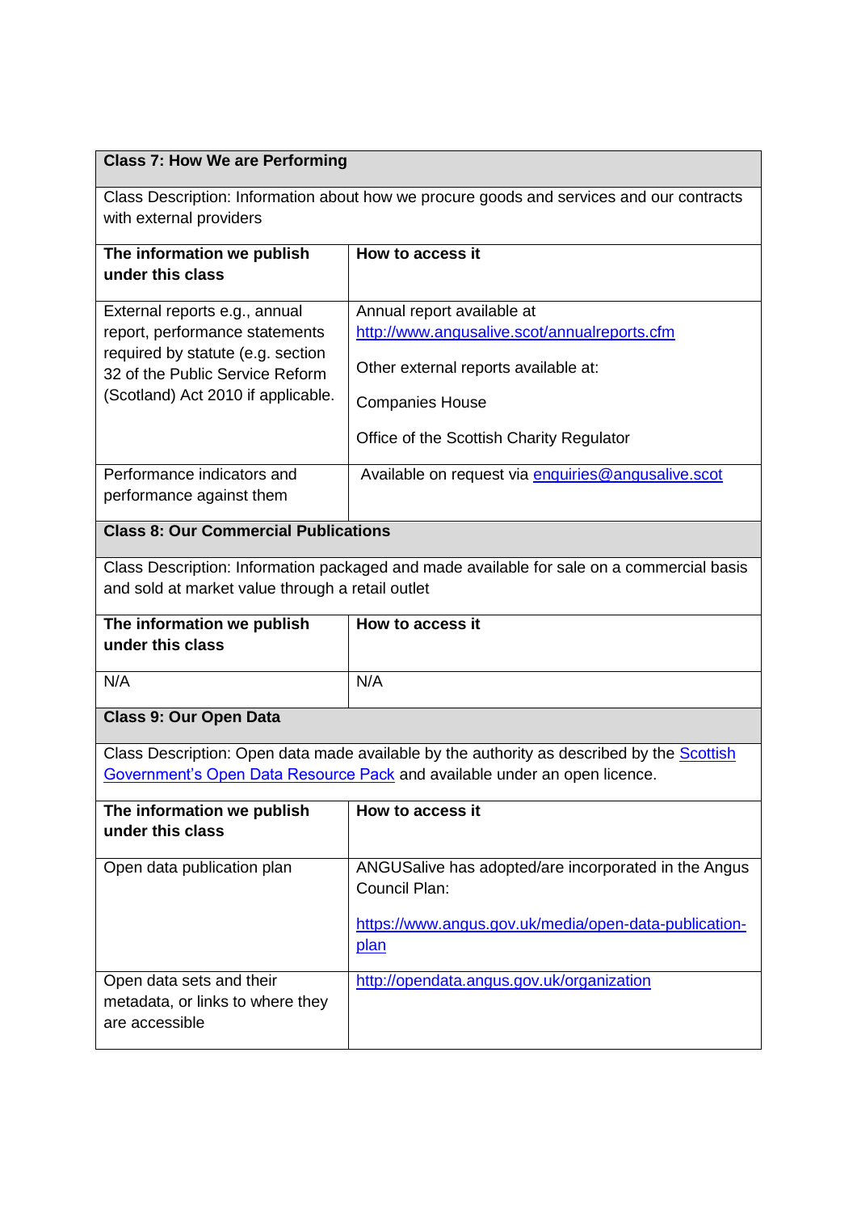| Class 7: How We are Performing | |
|---|---|
| Class Description: Information about how we procure goods and services and our contracts with external providers | |
| **The information we publish under this class** | **How to access it** |
| External reports e.g., annual report, performance statements required by statute (e.g. section 32 of the Public Service Reform (Scotland) Act 2010 if applicable. | Annual report available at [http://www.angusalive.scot/annualreports.cfm](http://www.angusalive.scot/annualreports.cfm)<br><br>Other external reports available at:<br><br>Companies House<br><br>Office of the Scottish Charity Regulator |
| Performance indicators and performance against them | Available on request via [enquiries@angusalive.scot](mailto:enquiries@angusalive.scot) |

| Class 8: Our Commercial Publications | |
|---|---|
| Class Description: Information packaged and made available for sale on a commercial basis and sold at market value through a retail outlet | |
| **The information we publish under this class** | **How to access it** |
| N/A | N/A |

| Class 9: Our Open Data | |
|---|---|
| Class Description: Open data made available by the authority as described by the Scottish Government's Open Data Resource Pack and available under an open licence. | |
| **The information we publish under this class** | **How to access it** |
| Open data publication plan | ANGUSalive has adopted/are incorporated in the Angus Council Plan:<br><br>[https://www.angus.gov.uk/media/open-data-publication-plan](https://www.angus.gov.uk/media/open-data-publication-plan) |
| Open data sets and their metadata, or links to where they are accessible | [http://opendata.angus.gov.uk/organization](http://opendata.angus.gov.uk/organization) |